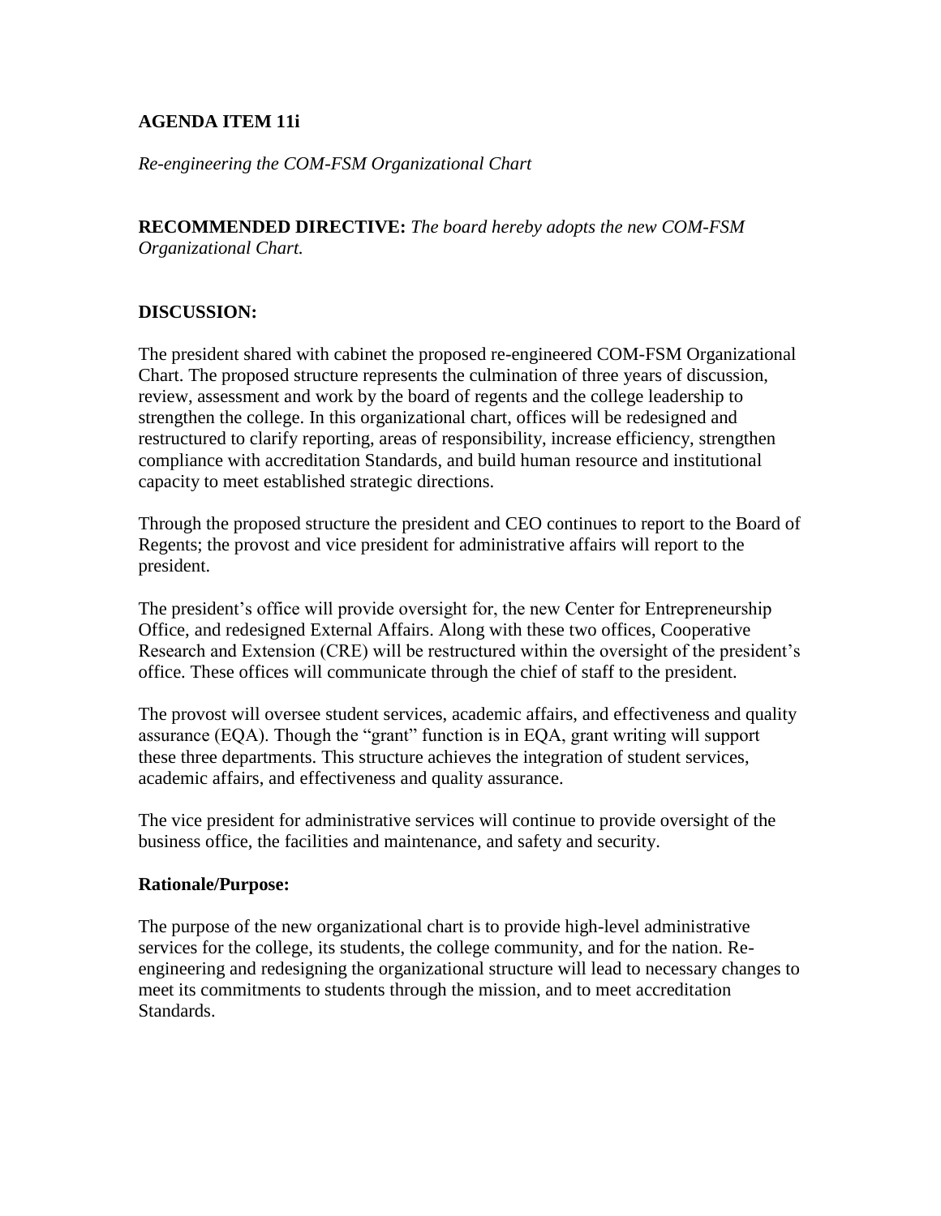**AGENDA ITEM 11i**

*Re-engineering the COM-FSM Organizational Chart*

**RECOMMENDED DIRECTIVE:** *The board hereby adopts the new COM-FSM Organizational Chart.*

**DISCUSSION:**

The president shared with cabinet the proposed re-engineered COM-FSM Organizational Chart. The proposed structure represents the culmination of three years of discussion, review, assessment and work by the board of regents and the college leadership to strengthen the college. In this organizational chart, offices will be redesigned and restructured to clarify reporting, areas of responsibility, increase efficiency, strengthen compliance with accreditation Standards, and build human resource and institutional capacity to meet established strategic directions.

Through the proposed structure the president and CEO continues to report to the Board of Regents; the provost and vice president for administrative affairs will report to the president.

The president's office will provide oversight for, the new Center for Entrepreneurship Office, and redesigned External Affairs. Along with these two offices, Cooperative Research and Extension (CRE) will be restructured within the oversight of the president's office. These offices will communicate through the chief of staff to the president.

The provost will oversee student services, academic affairs, and effectiveness and quality assurance (EQA). Though the "grant" function is in EQA, grant writing will support these three departments. This structure achieves the integration of student services, academic affairs, and effectiveness and quality assurance.

The vice president for administrative services will continue to provide oversight of the business office, the facilities and maintenance, and safety and security.

**Rationale/Purpose:**

The purpose of the new organizational chart is to provide high-level administrative services for the college, its students, the college community, and for the nation. Re-engineering and redesigning the organizational structure will lead to necessary changes to meet its commitments to students through the mission, and to meet accreditation Standards.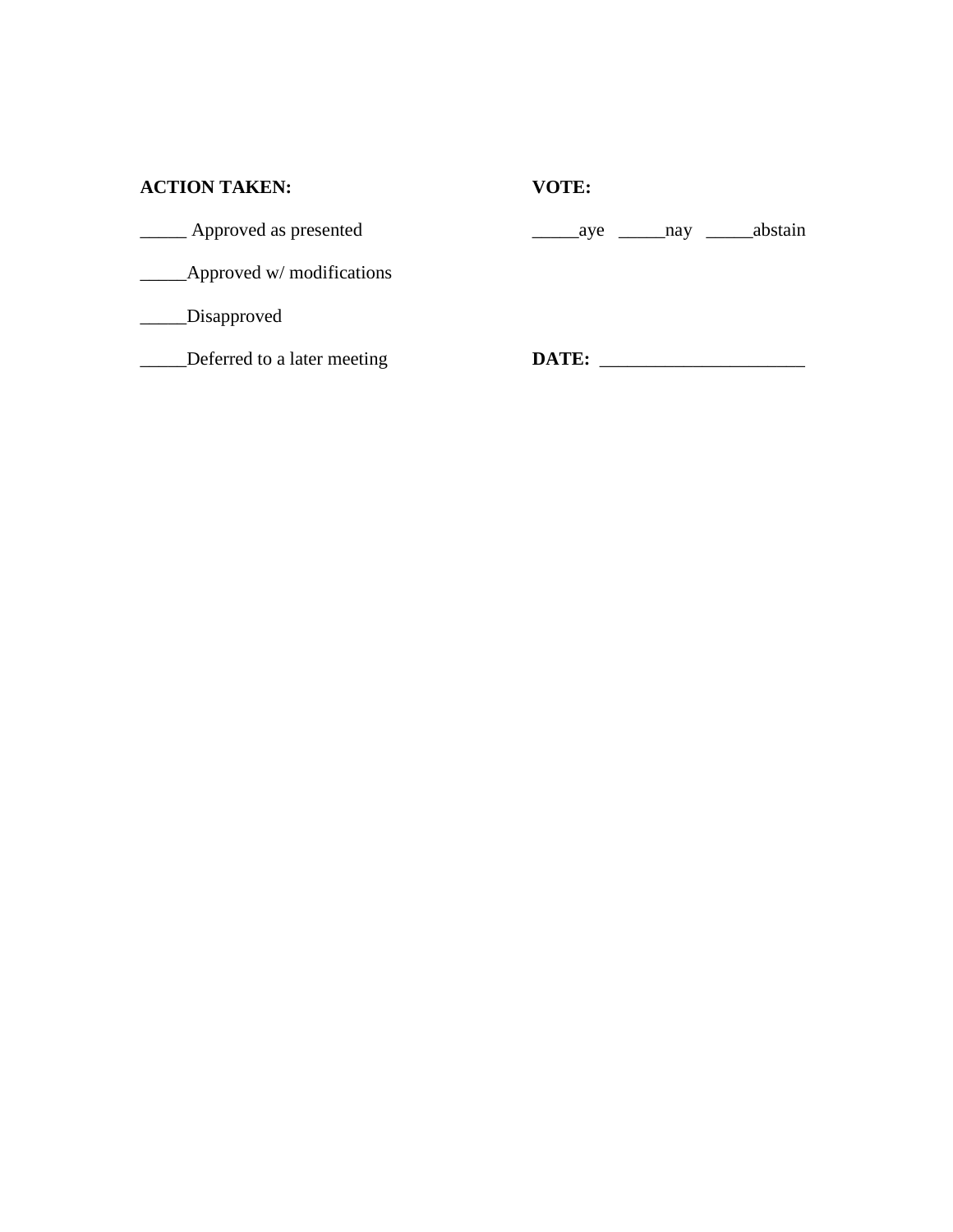**ACTION TAKEN:**

_____ Approved as presented

_____Approved w/ modifications

_____Disapproved

_____Deferred to a later meeting

**VOTE:**

_____aye _____nay _____abstain

**DATE:** ______________________